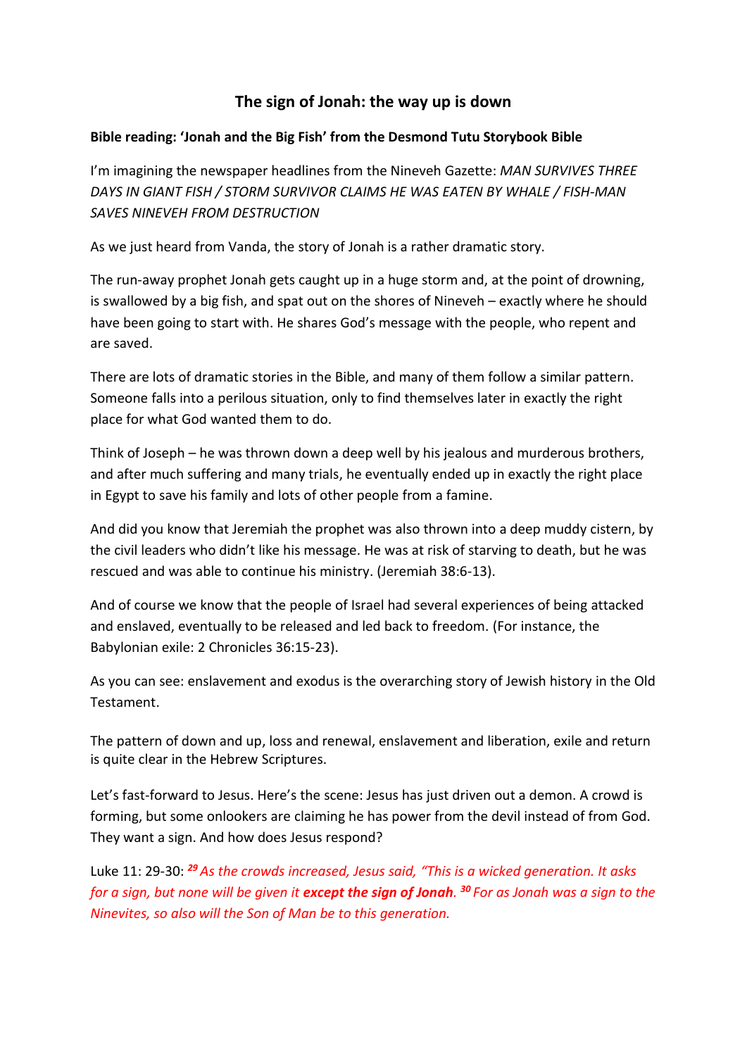# The sign of Jonah: the way up is down

**Bible reading: 'Jonah and the Big Fish' from the Desmond Tutu Storybook Bible**

I'm imagining the newspaper headlines from the Nineveh Gazette: *MAN SURVIVES THREE DAYS IN GIANT FISH / STORM SURVIVOR CLAIMS HE WAS EATEN BY WHALE / FISH-MAN SAVES NINEVEH FROM DESTRUCTION*

As we just heard from Vanda, the story of Jonah is a rather dramatic story.

The run-away prophet Jonah gets caught up in a huge storm and, at the point of drowning, is swallowed by a big fish, and spat out on the shores of Nineveh – exactly where he should have been going to start with. He shares God's message with the people, who repent and are saved.

There are lots of dramatic stories in the Bible, and many of them follow a similar pattern. Someone falls into a perilous situation, only to find themselves later in exactly the right place for what God wanted them to do.

Think of Joseph – he was thrown down a deep well by his jealous and murderous brothers, and after much suffering and many trials, he eventually ended up in exactly the right place in Egypt to save his family and lots of other people from a famine.

And did you know that Jeremiah the prophet was also thrown into a deep muddy cistern, by the civil leaders who didn't like his message. He was at risk of starving to death, but he was rescued and was able to continue his ministry. (Jeremiah 38:6-13).

And of course we know that the people of Israel had several experiences of being attacked and enslaved, eventually to be released and led back to freedom. (For instance, the Babylonian exile: 2 Chronicles 36:15-23).

As you can see: enslavement and exodus is the overarching story of Jewish history in the Old Testament.

The pattern of down and up, loss and renewal, enslavement and liberation, exile and return is quite clear in the Hebrew Scriptures.

Let's fast-forward to Jesus. Here's the scene: Jesus has just driven out a demon. A crowd is forming, but some onlookers are claiming he has power from the devil instead of from God. They want a sign. And how does Jesus respond?

Luke 11: 29-30: ***29*** *As the crowds increased, Jesus said, "This is a wicked generation. It asks for a sign, but none will be given it* ***except the sign of Jonah****.* ***30*** *For as Jonah was a sign to the Ninevites, so also will the Son of Man be to this generation.*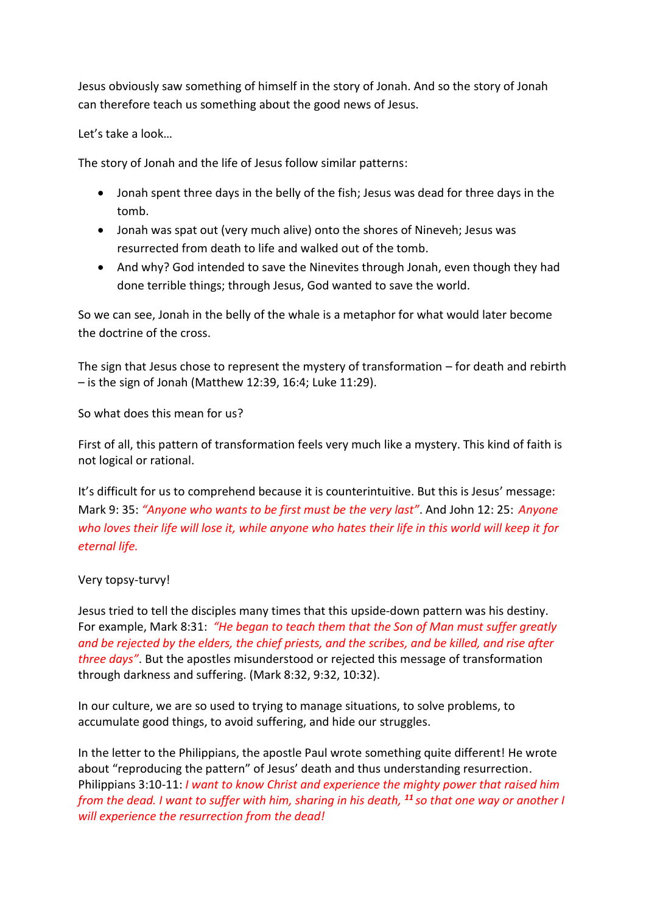Jesus obviously saw something of himself in the story of Jonah. And so the story of Jonah can therefore teach us something about the good news of Jesus.

Let's take a look…

The story of Jonah and the life of Jesus follow similar patterns:

- Jonah spent three days in the belly of the fish; Jesus was dead for three days in the tomb.
- Jonah was spat out (very much alive) onto the shores of Nineveh; Jesus was resurrected from death to life and walked out of the tomb.
- And why? God intended to save the Ninevites through Jonah, even though they had done terrible things; through Jesus, God wanted to save the world.

So we can see, Jonah in the belly of the whale is a metaphor for what would later become the doctrine of the cross.

The sign that Jesus chose to represent the mystery of transformation – for death and rebirth – is the sign of Jonah (Matthew 12:39, 16:4; Luke 11:29).

So what does this mean for us?

First of all, this pattern of transformation feels very much like a mystery. This kind of faith is not logical or rational.

It's difficult for us to comprehend because it is counterintuitive. But this is Jesus' message: Mark 9: 35: *"Anyone who wants to be first must be the very last"*. And John 12: 25: *Anyone who loves their life will lose it, while anyone who hates their life in this world will keep it for eternal life.*

Very topsy-turvy!

Jesus tried to tell the disciples many times that this upside-down pattern was his destiny. For example, Mark 8:31: *"He began to teach them that the Son of Man must suffer greatly and be rejected by the elders, the chief priests, and the scribes, and be killed, and rise after three days"*. But the apostles misunderstood or rejected this message of transformation through darkness and suffering. (Mark 8:32, 9:32, 10:32).

In our culture, we are so used to trying to manage situations, to solve problems, to accumulate good things, to avoid suffering, and hide our struggles.

In the letter to the Philippians, the apostle Paul wrote something quite different! He wrote about "reproducing the pattern" of Jesus' death and thus understanding resurrection. Philippians 3:10-11: *I want to know Christ and experience the mighty power that raised him from the dead. I want to suffer with him, sharing in his death, **11** so that one way or another I will experience the resurrection from the dead!*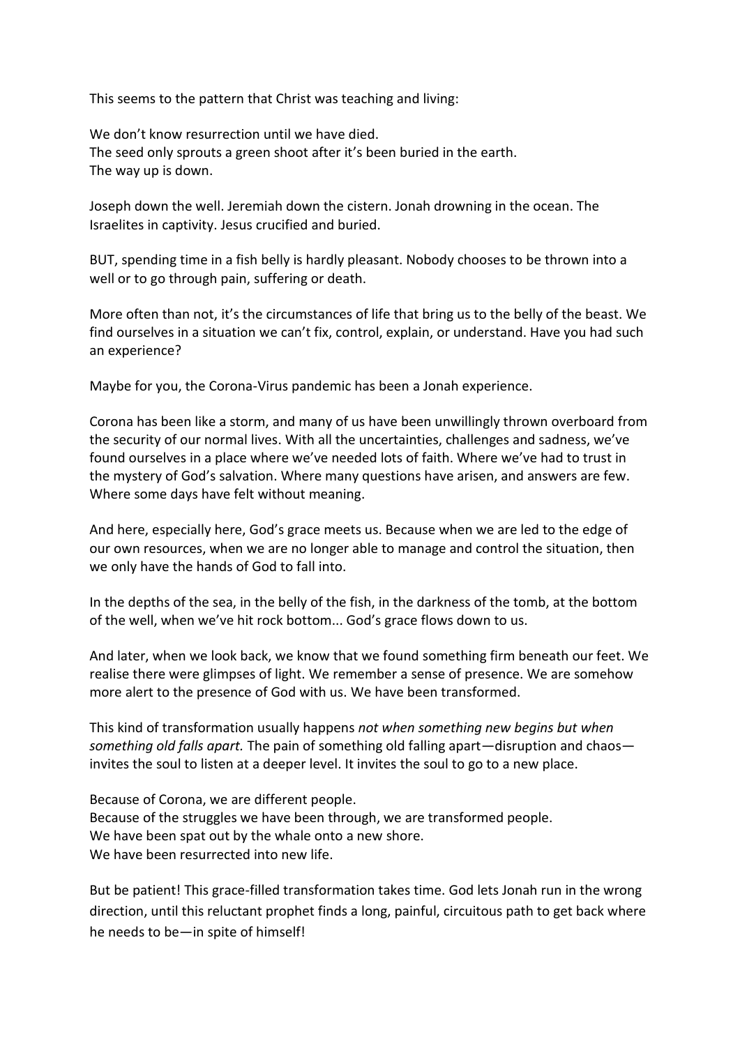This seems to the pattern that Christ was teaching and living:

We don't know resurrection until we have died.
The seed only sprouts a green shoot after it's been buried in the earth.
The way up is down.

Joseph down the well. Jeremiah down the cistern. Jonah drowning in the ocean. The Israelites in captivity. Jesus crucified and buried.

BUT, spending time in a fish belly is hardly pleasant. Nobody chooses to be thrown into a well or to go through pain, suffering or death.

More often than not, it's the circumstances of life that bring us to the belly of the beast. We find ourselves in a situation we can't fix, control, explain, or understand. Have you had such an experience?

Maybe for you, the Corona-Virus pandemic has been a Jonah experience.

Corona has been like a storm, and many of us have been unwillingly thrown overboard from the security of our normal lives. With all the uncertainties, challenges and sadness, we've found ourselves in a place where we've needed lots of faith. Where we've had to trust in the mystery of God's salvation. Where many questions have arisen, and answers are few. Where some days have felt without meaning.

And here, especially here, God's grace meets us. Because when we are led to the edge of our own resources, when we are no longer able to manage and control the situation, then we only have the hands of God to fall into.

In the depths of the sea, in the belly of the fish, in the darkness of the tomb, at the bottom of the well, when we've hit rock bottom... God's grace flows down to us.

And later, when we look back, we know that we found something firm beneath our feet. We realise there were glimpses of light. We remember a sense of presence. We are somehow more alert to the presence of God with us. We have been transformed.

This kind of transformation usually happens *not when something new begins but when something old falls apart.* The pain of something old falling apart—disruption and chaos—invites the soul to listen at a deeper level. It invites the soul to go to a new place.

Because of Corona, we are different people.
Because of the struggles we have been through, we are transformed people.
We have been spat out by the whale onto a new shore.
We have been resurrected into new life.

But be patient! This grace-filled transformation takes time. God lets Jonah run in the wrong direction, until this reluctant prophet finds a long, painful, circuitous path to get back where he needs to be—in spite of himself!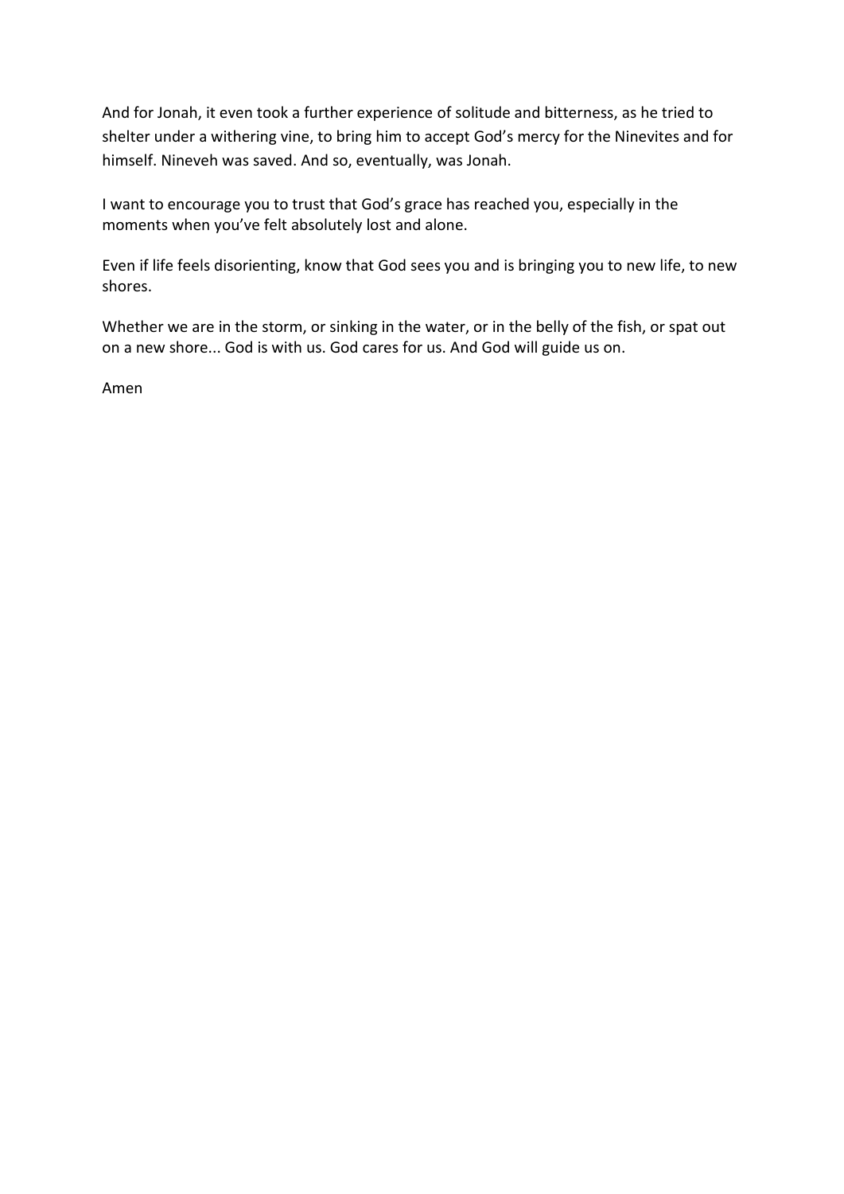And for Jonah, it even took a further experience of solitude and bitterness, as he tried to shelter under a withering vine, to bring him to accept God's mercy for the Ninevites and for himself. Nineveh was saved. And so, eventually, was Jonah.

I want to encourage you to trust that God's grace has reached you, especially in the moments when you've felt absolutely lost and alone.

Even if life feels disorienting, know that God sees you and is bringing you to new life, to new shores.

Whether we are in the storm, or sinking in the water, or in the belly of the fish, or spat out on a new shore... God is with us. God cares for us. And God will guide us on.

Amen